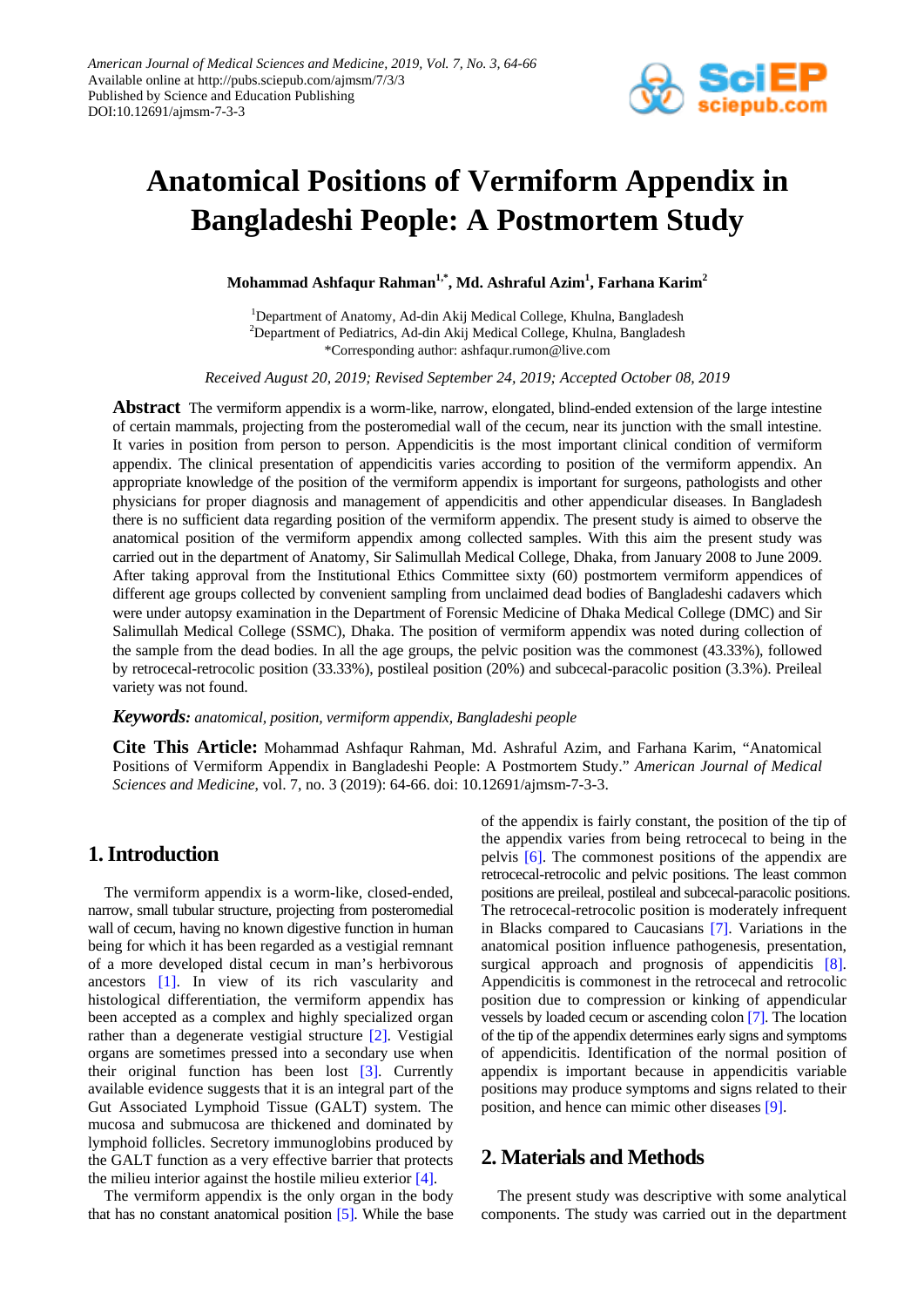# Anatomical Positions of Vermiform Appendix in Bangladeshi People: A Postmortem Study

**Mohammad Ashfaqur Rahman[1,*], Md. Ashraful Azim[1], Farhana Karim[2]**

[1]Department of Anatomy, Ad-din Akij Medical College, Khulna, Bangladesh
[2]Department of Pediatrics, Ad-din Akij Medical College, Khulna, Bangladesh
*Corresponding author: ashfaqur.rumon@live.com

*Received August 20, 2019; Revised September 24, 2019; Accepted October 08, 2019*

**Abstract** The vermiform appendix is a worm-like, narrow, elongated, blind-ended extension of the large intestine of certain mammals, projecting from the posteromedial wall of the cecum, near its junction with the small intestine. It varies in position from person to person. Appendicitis is the most important clinical condition of vermiform appendix. The clinical presentation of appendicitis varies according to position of the vermiform appendix. An appropriate knowledge of the position of the vermiform appendix is important for surgeons, pathologists and other physicians for proper diagnosis and management of appendicitis and other appendicular diseases. In Bangladesh there is no sufficient data regarding position of the vermiform appendix. The present study is aimed to observe the anatomical position of the vermiform appendix among collected samples. With this aim the present study was carried out in the department of Anatomy, Sir Salimullah Medical College, Dhaka, from January 2008 to June 2009. After taking approval from the Institutional Ethics Committee sixty (60) postmortem vermiform appendices of different age groups collected by convenient sampling from unclaimed dead bodies of Bangladeshi cadavers which were under autopsy examination in the Department of Forensic Medicine of Dhaka Medical College (DMC) and Sir Salimullah Medical College (SSMC), Dhaka. The position of vermiform appendix was noted during collection of the sample from the dead bodies. In all the age groups, the pelvic position was the commonest (43.33%), followed by retrocecal-retrocolic position (33.33%), postileal position (20%) and subcecal-paracolic position (3.3%). Preileal variety was not found.

***Keywords:*** *anatomical, position, vermiform appendix, Bangladeshi people*

**Cite This Article:** Mohammad Ashfaqur Rahman, Md. Ashraful Azim, and Farhana Karim, "Anatomical Positions of Vermiform Appendix in Bangladeshi People: A Postmortem Study." *American Journal of Medical Sciences and Medicine*, vol. 7, no. 3 (2019): 64-66. doi: 10.12691/ajmsm-7-3-3.

## 1. Introduction

The vermiform appendix is a worm-like, closed-ended, narrow, small tubular structure, projecting from posteromedial wall of cecum, having no known digestive function in human being for which it has been regarded as a vestigial remnant of a more developed distal cecum in man's herbivorous ancestors [1]. In view of its rich vascularity and histological differentiation, the vermiform appendix has been accepted as a complex and highly specialized organ rather than a degenerate vestigial structure [2]. Vestigial organs are sometimes pressed into a secondary use when their original function has been lost [3]. Currently available evidence suggests that it is an integral part of the Gut Associated Lymphoid Tissue (GALT) system. The mucosa and submucosa are thickened and dominated by lymphoid follicles. Secretory immunoglobins produced by the GALT function as a very effective barrier that protects the milieu interior against the hostile milieu exterior [4].

The vermiform appendix is the only organ in the body that has no constant anatomical position [5]. While the base of the appendix is fairly constant, the position of the tip of the appendix varies from being retrocecal to being in the pelvis [6]. The commonest positions of the appendix are retrocecal-retrocolic and pelvic positions. The least common positions are preileal, postileal and subcecal-paracolic positions. The retrocecal-retrocolic position is moderately infrequent in Blacks compared to Caucasians [7]. Variations in the anatomical position influence pathogenesis, presentation, surgical approach and prognosis of appendicitis [8]. Appendicitis is commonest in the retrocecal and retrocolic position due to compression or kinking of appendicular vessels by loaded cecum or ascending colon [7]. The location of the tip of the appendix determines early signs and symptoms of appendicitis. Identification of the normal position of appendix is important because in appendicitis variable positions may produce symptoms and signs related to their position, and hence can mimic other diseases [9].

## 2. Materials and Methods

The present study was descriptive with some analytical components. The study was carried out in the department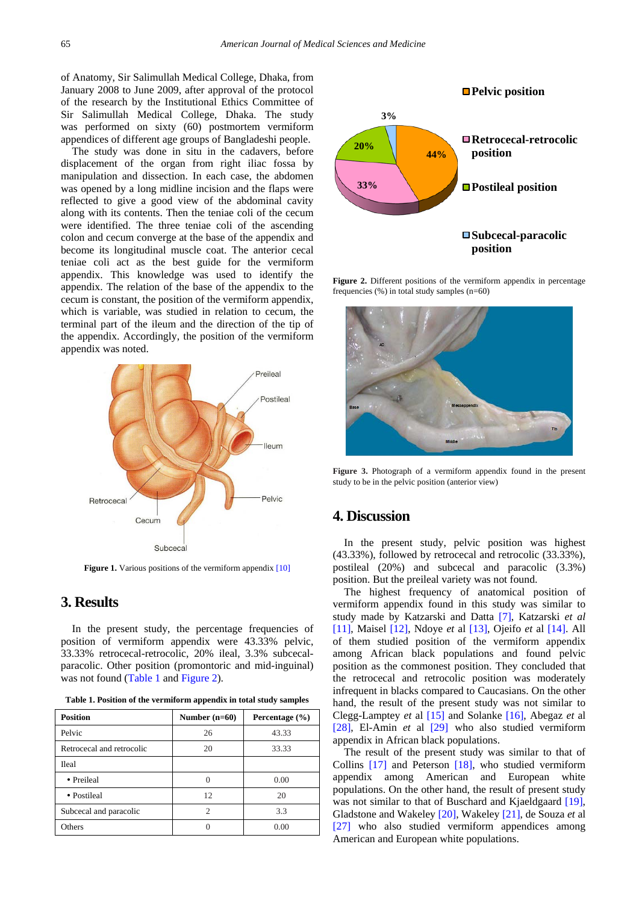of Anatomy, Sir Salimullah Medical College, Dhaka, from January 2008 to June 2009, after approval of the protocol of the research by the Institutional Ethics Committee of Sir Salimullah Medical College, Dhaka. The study was performed on sixty (60) postmortem vermiform appendices of different age groups of Bangladeshi people.

The study was done in situ in the cadavers, before displacement of the organ from right iliac fossa by manipulation and dissection. In each case, the abdomen was opened by a long midline incision and the flaps were reflected to give a good view of the abdominal cavity along with its contents. Then the teniae coli of the cecum were identified. The three teniae coli of the ascending colon and cecum converge at the base of the appendix and become its longitudinal muscle coat. The anterior cecal teniae coli act as the best guide for the vermiform appendix. This knowledge was used to identify the appendix. The relation of the base of the appendix to the cecum is constant, the position of the vermiform appendix, which is variable, was studied in relation to cecum, the terminal part of the ileum and the direction of the tip of the appendix. Accordingly, the position of the vermiform appendix was noted.

**Figure 1.** Various positions of the vermiform appendix [10]

## 3. Results

In the present study, the percentage frequencies of position of vermiform appendix were 43.33% pelvic, 33.33% retrocecal-retrocolic, 20% ileal, 3.3% subcecal-paracolic. Other position (promontoric and mid-inguinal) was not found (Table 1 and Figure 2).

**Table 1. Position of the vermiform appendix in total study samples**

| Position | Number (n=60) | Percentage (%) |
|---|---|---|
| Pelvic | 26 | 43.33 |
| Retrocecal and retrocolic | 20 | 33.33 |
| Ileal | | |
| • Preileal | 0 | 0.00 |
| • Postileal | 12 | 20 |
| Subcecal and paracolic | 2 | 3.3 |
| Others | 0 | 0.00 |

**Figure 2.** Different positions of the vermiform appendix in percentage frequencies (%) in total study samples (n=60)

**Figure 3.** Photograph of a vermiform appendix found in the present study to be in the pelvic position (anterior view)

## 4. Discussion

In the present study, pelvic position was highest (43.33%), followed by retrocecal and retrocolic (33.33%), postileal (20%) and subcecal and paracolic (3.3%) position. But the preileal variety was not found.

The highest frequency of anatomical position of vermiform appendix found in this study was similar to study made by Katzarski and Datta [7], Katzarski *et al* [11], Maisel [12], Ndoye *et* al [13], Ojeifo *et* al [14]. All of them studied position of the vermiform appendix among African black populations and found pelvic position as the commonest position. They concluded that the retrocecal and retrocolic position was moderately infrequent in blacks compared to Caucasians. On the other hand, the result of the present study was not similar to Clegg-Lamptey *et* al [15] and Solanke [16], Abegaz *et* al [28], El-Amin *et* al [29] who also studied vermiform appendix in African black populations.

The result of the present study was similar to that of Collins [17] and Peterson [18], who studied vermiform appendix among American and European white populations. On the other hand, the result of present study was not similar to that of Buschard and Kjaeldgaard [19], Gladstone and Wakeley [20], Wakeley [21], de Souza *et* al [27] who also studied vermiform appendices among American and European white populations.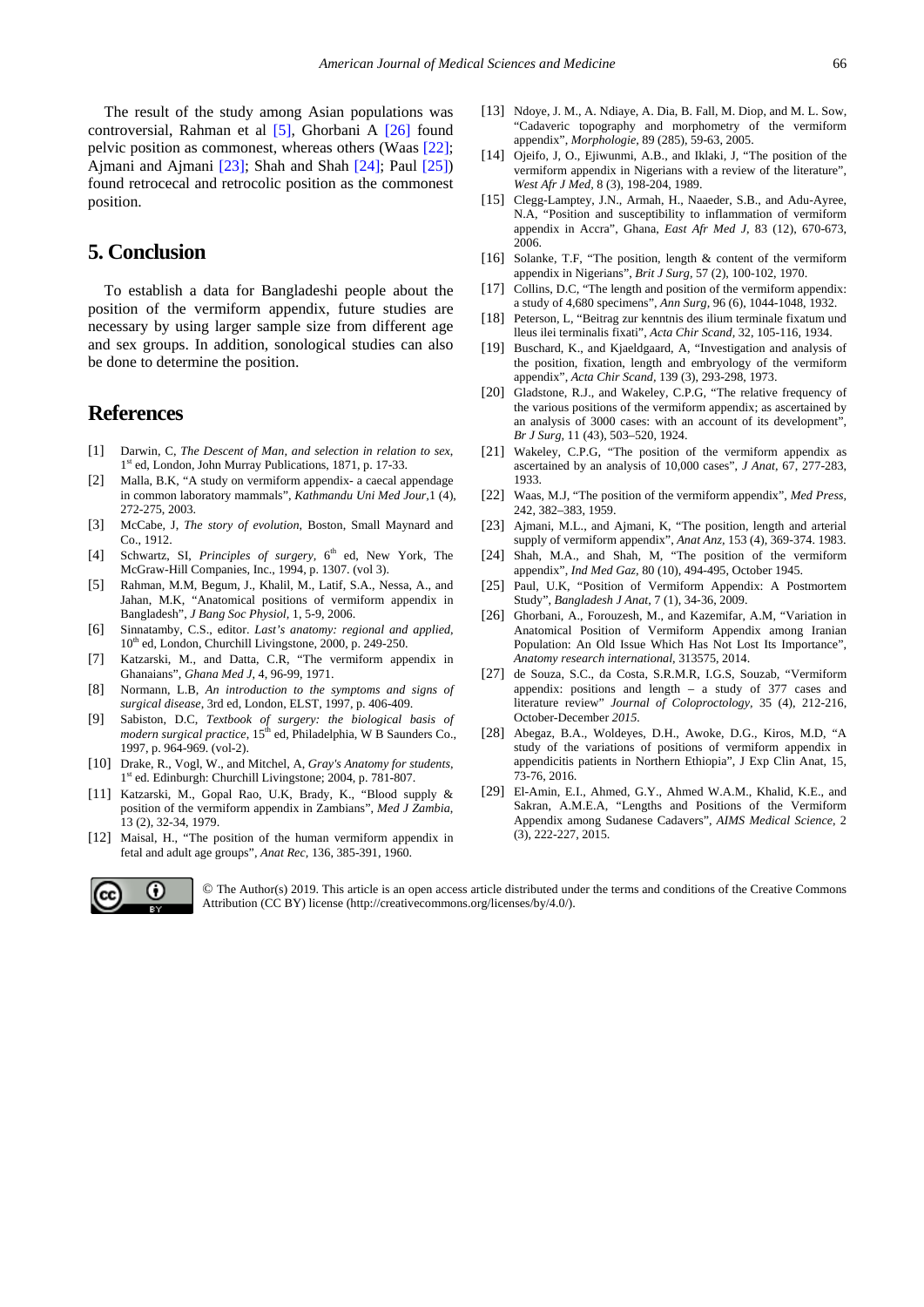The result of the study among Asian populations was controversial, Rahman et al [5], Ghorbani A [26] found pelvic position as commonest, whereas others (Waas [22]; Ajmani and Ajmani [23]; Shah and Shah [24]; Paul [25]) found retrocecal and retrocolic position as the commonest position.

## 5. Conclusion

To establish a data for Bangladeshi people about the position of the vermiform appendix, future studies are necessary by using larger sample size from different age and sex groups. In addition, sonological studies can also be done to determine the position.

## References

[1] Darwin, C, *The Descent of Man, and selection in relation to sex*, 1st ed, London, John Murray Publications, 1871, p. 17-33.

[2] Malla, B.K, "A study on vermiform appendix- a caecal appendage in common laboratory mammals", *Kathmandu Uni Med Jour*,1 (4), 272-275, 2003.

[3] McCabe, J, *The story of evolution*, Boston, Small Maynard and Co., 1912.

[4] Schwartz, SI, *Principles of surgery*, 6th ed, New York, The McGraw-Hill Companies, Inc., 1994, p. 1307. (vol 3).

[5] Rahman, M.M, Begum, J., Khalil, M., Latif, S.A., Nessa, A., and Jahan, M.K, "Anatomical positions of vermiform appendix in Bangladesh", *J Bang Soc Physiol*, 1, 5-9, 2006.

[6] Sinnatamby, C.S., editor. *Last's anatomy: regional and applied*, 10th ed, London, Churchill Livingstone, 2000, p. 249-250.

[7] Katzarski, M., and Datta, C.R, "The vermiform appendix in Ghanaians", *Ghana Med J*, 4, 96-99, 1971.

[8] Normann, L.B, *An introduction to the symptoms and signs of surgical disease*, 3rd ed, London, ELST, 1997, p. 406-409.

[9] Sabiston, D.C, *Textbook of surgery: the biological basis of modern surgical practice*, 15th ed, Philadelphia, W B Saunders Co., 1997, p. 964-969. (vol-2).

[10] Drake, R., Vogl, W., and Mitchel, A, *Gray's Anatomy for students*, 1st ed. Edinburgh: Churchill Livingstone; 2004, p. 781-807.

[11] Katzarski, M., Gopal Rao, U.K, Brady, K., "Blood supply & position of the vermiform appendix in Zambians", *Med J Zambia*, 13 (2), 32-34, 1979.

[12] Maisal, H., "The position of the human vermiform appendix in fetal and adult age groups", *Anat Rec*, 136, 385-391, 1960.

[13] Ndoye, J. M., A. Ndiaye, A. Dia, B. Fall, M. Diop, and M. L. Sow, "Cadaveric topography and morphometry of the vermiform appendix", *Morphologie*, 89 (285), 59-63, 2005.

[14] Ojeifo, J, O., Ejiwunmi, A.B., and Iklaki, J, "The position of the vermiform appendix in Nigerians with a review of the literature", *West Afr J Med*, 8 (3), 198-204, 1989.

[15] Clegg-Lamptey, J.N., Armah, H., Naaeder, S.B., and Adu-Ayree, N.A, "Position and susceptibility to inflammation of vermiform appendix in Accra", Ghana, *East Afr Med J*, 83 (12), 670-673, 2006.

[16] Solanke, T.F, "The position, length & content of the vermiform appendix in Nigerians", *Brit J Surg*, 57 (2), 100-102, 1970.

[17] Collins, D.C, "The length and position of the vermiform appendix: a study of 4,680 specimens", *Ann Surg*, 96 (6), 1044-1048, 1932.

[18] Peterson, L, "Beitrag zur kenntnis des ilium terminale fixatum und lleus ilei terminalis fixati", *Acta Chir Scand*, 32, 105-116, 1934.

[19] Buschard, K., and Kjaeldgaard, A, "Investigation and analysis of the position, fixation, length and embryology of the vermiform appendix", *Acta Chir Scand*, 139 (3), 293-298, 1973.

[20] Gladstone, R.J., and Wakeley, C.P.G, "The relative frequency of the various positions of the vermiform appendix; as ascertained by an analysis of 3000 cases: with an account of its development", *Br J Surg*, 11 (43), 503–520, 1924.

[21] Wakeley, C.P.G, "The position of the vermiform appendix as ascertained by an analysis of 10,000 cases", *J Anat*, 67, 277-283, 1933.

[22] Waas, M.J, "The position of the vermiform appendix", *Med Press*, 242, 382–383, 1959.

[23] Ajmani, M.L., and Ajmani, K, "The position, length and arterial supply of vermiform appendix", *Anat Anz*, 153 (4), 369-374. 1983.

[24] Shah, M.A., and Shah, M, "The position of the vermiform appendix", *Ind Med Gaz*, 80 (10), 494-495, October 1945.

[25] Paul, U.K, "Position of Vermiform Appendix: A Postmortem Study", *Bangladesh J Anat*, 7 (1), 34-36, 2009.

[26] Ghorbani, A., Forouzesh, M., and Kazemifar, A.M, "Variation in Anatomical Position of Vermiform Appendix among Iranian Population: An Old Issue Which Has Not Lost Its Importance", *Anatomy research international*, 313575, 2014.

[27] de Souza, S.C., da Costa, S.R.M.R, I.G.S, Souzab, "Vermiform appendix: positions and length – a study of 377 cases and literature review" *Journal of Coloproctology*, 35 (4), 212-216, October-December *2015*.

[28] Abegaz, B.A., Woldeyes, D.H., Awoke, D.G., Kiros, M.D, "A study of the variations of positions of vermiform appendix in appendicitis patients in Northern Ethiopia", J Exp Clin Anat, 15, 73-76, 2016.

[29] El-Amin, E.I., Ahmed, G.Y., Ahmed W.A.M., Khalid, K.E., and Sakran, A.M.E.A, "Lengths and Positions of the Vermiform Appendix among Sudanese Cadavers", *AIMS Medical Science*, 2 (3), 222-227, 2015.

© The Author(s) 2019. This article is an open access article distributed under the terms and conditions of the Creative Commons Attribution (CC BY) license (http://creativecommons.org/licenses/by/4.0/).